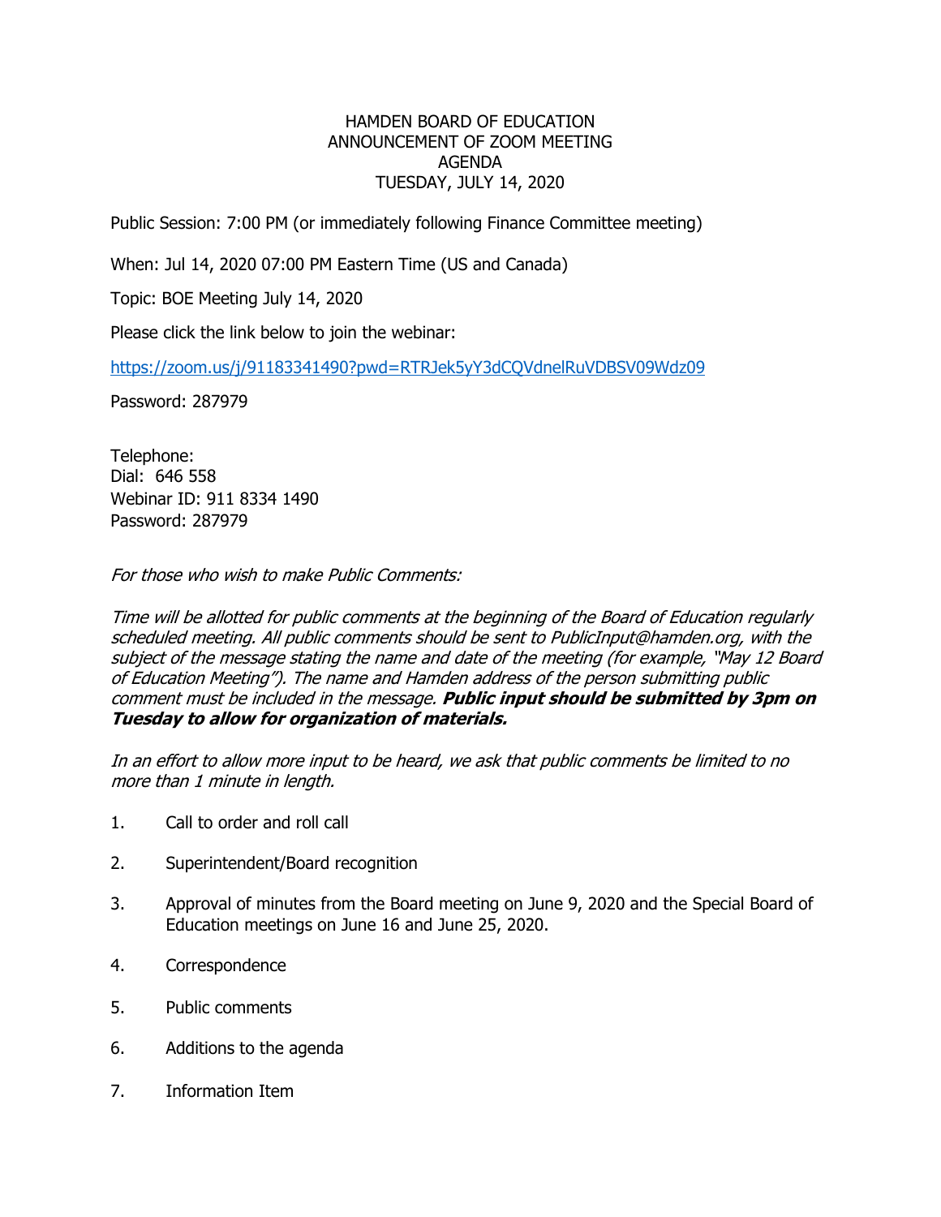# HAMDEN BOARD OF EDUCATION
## ANNOUNCEMENT OF ZOOM MEETING
## AGENDA
## TUESDAY, JULY 14, 2020

Public Session: 7:00 PM (or immediately following Finance Committee meeting)

When: Jul 14, 2020 07:00 PM Eastern Time (US and Canada)

Topic: BOE Meeting July 14, 2020

Please click the link below to join the webinar:

https://zoom.us/j/91183341490?pwd=RTRJek5yY3dCQVdnelRuVDBSV09Wdz09

Password: 287979

Telephone:
Dial: 646 558
Webinar ID: 911 8334 1490
Password: 287979

*For those who wish to make Public Comments:*

*Time will be allotted for public comments at the beginning of the Board of Education regularly scheduled meeting. All public comments should be sent to PublicInput@hamden.org, with the subject of the message stating the name and date of the meeting (for example, "May 12 Board of Education Meeting"). The name and Hamden address of the person submitting public comment must be included in the message.* ***Public input should be submitted by 3pm on Tuesday to allow for organization of materials.***

*In an effort to allow more input to be heard, we ask that public comments be limited to no more than 1 minute in length.*

1. Call to order and roll call
2. Superintendent/Board recognition
3. Approval of minutes from the Board meeting on June 9, 2020 and the Special Board of Education meetings on June 16 and June 25, 2020.
4. Correspondence
5. Public comments
6. Additions to the agenda
7. Information Item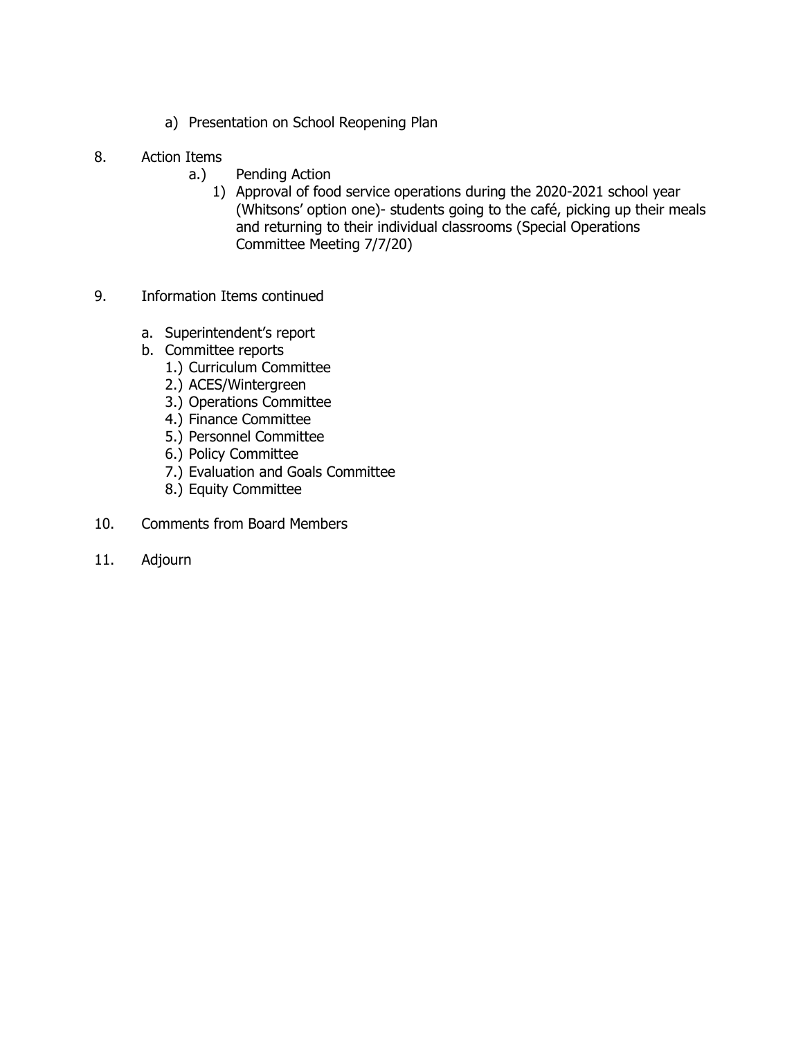a) Presentation on School Reopening Plan

8. Action Items
   a.) Pending Action
      1) Approval of food service operations during the 2020-2021 school year (Whitsons' option one)- students going to the café, picking up their meals and returning to their individual classrooms (Special Operations Committee Meeting 7/7/20)

9. Information Items continued
   a. Superintendent's report
   b. Committee reports
      1.) Curriculum Committee
      2.) ACES/Wintergreen
      3.) Operations Committee
      4.) Finance Committee
      5.) Personnel Committee
      6.) Policy Committee
      7.) Evaluation and Goals Committee
      8.) Equity Committee

10. Comments from Board Members

11. Adjourn